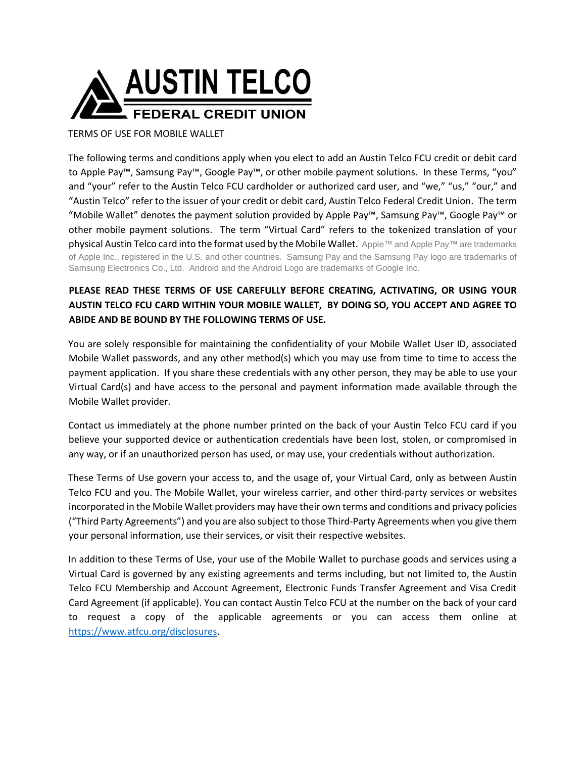# AUSTIN TELCO FEDERAL CREDIT UNION

TERMS OF USE FOR MOBILE WALLET

The following terms and conditions apply when you elect to add an Austin Telco FCU credit or debit card to Apple Pay™, Samsung Pay™, Google Pay™, or other mobile payment solutions. In these Terms, "you" and "your" refer to the Austin Telco FCU cardholder or authorized card user, and "we," "us," "our," and "Austin Telco" refer to the issuer of your credit or debit card, Austin Telco Federal Credit Union. The term "Mobile Wallet" denotes the payment solution provided by Apple Pay™, Samsung Pay™, Google Pay™ or other mobile payment solutions. The term "Virtual Card" refers to the tokenized translation of your physical Austin Telco card into the format used by the Mobile Wallet. Apple™ and Apple Pay™ are trademarks of Apple Inc., registered in the U.S. and other countries. Samsung Pay and the Samsung Pay logo are trademarks of Samsung Electronics Co., Ltd. Android and the Android Logo are trademarks of Google Inc.

**PLEASE READ THESE TERMS OF USE CAREFULLY BEFORE CREATING, ACTIVATING, OR USING YOUR AUSTIN TELCO FCU CARD WITHIN YOUR MOBILE WALLET, BY DOING SO, YOU ACCEPT AND AGREE TO ABIDE AND BE BOUND BY THE FOLLOWING TERMS OF USE.**

You are solely responsible for maintaining the confidentiality of your Mobile Wallet User ID, associated Mobile Wallet passwords, and any other method(s) which you may use from time to time to access the payment application. If you share these credentials with any other person, they may be able to use your Virtual Card(s) and have access to the personal and payment information made available through the Mobile Wallet provider.

Contact us immediately at the phone number printed on the back of your Austin Telco FCU card if you believe your supported device or authentication credentials have been lost, stolen, or compromised in any way, or if an unauthorized person has used, or may use, your credentials without authorization.

These Terms of Use govern your access to, and the usage of, your Virtual Card, only as between Austin Telco FCU and you. The Mobile Wallet, your wireless carrier, and other third-party services or websites incorporated in the Mobile Wallet providers may have their own terms and conditions and privacy policies ("Third Party Agreements") and you are also subject to those Third-Party Agreements when you give them your personal information, use their services, or visit their respective websites.

In addition to these Terms of Use, your use of the Mobile Wallet to purchase goods and services using a Virtual Card is governed by any existing agreements and terms including, but not limited to, the Austin Telco FCU Membership and Account Agreement, Electronic Funds Transfer Agreement and Visa Credit Card Agreement (if applicable). You can contact Austin Telco FCU at the number on the back of your card to request a copy of the applicable agreements or you can access them online at [https://www.atfcu.org/disclosures](https://www.atfcu.org/disclosures).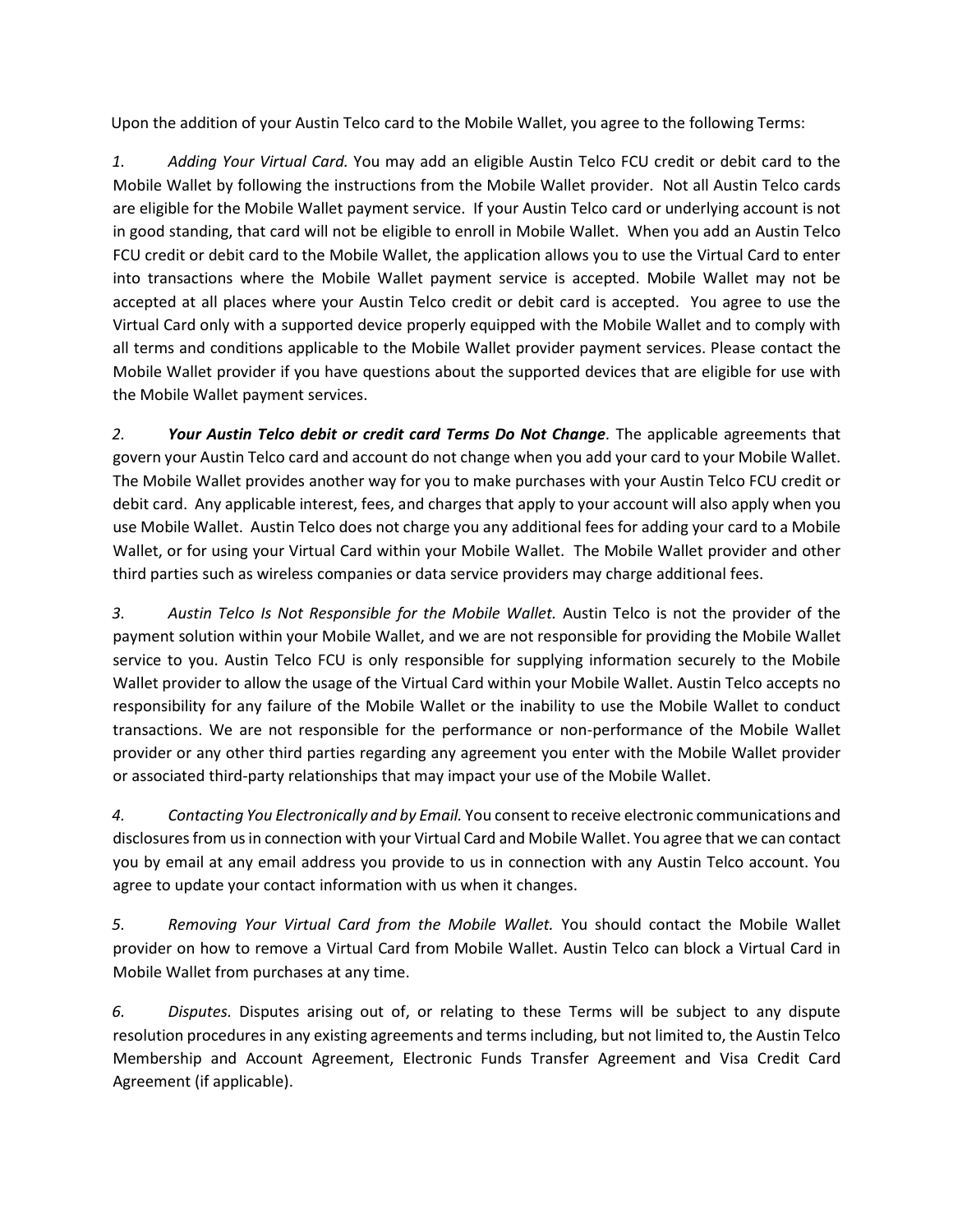Upon the addition of your Austin Telco card to the Mobile Wallet, you agree to the following Terms:

*1.* *Adding Your Virtual Card.* You may add an eligible Austin Telco FCU credit or debit card to the Mobile Wallet by following the instructions from the Mobile Wallet provider. Not all Austin Telco cards are eligible for the Mobile Wallet payment service. If your Austin Telco card or underlying account is not in good standing, that card will not be eligible to enroll in Mobile Wallet. When you add an Austin Telco FCU credit or debit card to the Mobile Wallet, the application allows you to use the Virtual Card to enter into transactions where the Mobile Wallet payment service is accepted. Mobile Wallet may not be accepted at all places where your Austin Telco credit or debit card is accepted. You agree to use the Virtual Card only with a supported device properly equipped with the Mobile Wallet and to comply with all terms and conditions applicable to the Mobile Wallet provider payment services. Please contact the Mobile Wallet provider if you have questions about the supported devices that are eligible for use with the Mobile Wallet payment services.

*2.* ***Your Austin Telco debit or credit card Terms Do Not Change****.* The applicable agreements that govern your Austin Telco card and account do not change when you add your card to your Mobile Wallet. The Mobile Wallet provides another way for you to make purchases with your Austin Telco FCU credit or debit card. Any applicable interest, fees, and charges that apply to your account will also apply when you use Mobile Wallet. Austin Telco does not charge you any additional fees for adding your card to a Mobile Wallet, or for using your Virtual Card within your Mobile Wallet. The Mobile Wallet provider and other third parties such as wireless companies or data service providers may charge additional fees.

*3.* *Austin Telco Is Not Responsible for the Mobile Wallet.* Austin Telco is not the provider of the payment solution within your Mobile Wallet, and we are not responsible for providing the Mobile Wallet service to you. Austin Telco FCU is only responsible for supplying information securely to the Mobile Wallet provider to allow the usage of the Virtual Card within your Mobile Wallet. Austin Telco accepts no responsibility for any failure of the Mobile Wallet or the inability to use the Mobile Wallet to conduct transactions. We are not responsible for the performance or non-performance of the Mobile Wallet provider or any other third parties regarding any agreement you enter with the Mobile Wallet provider or associated third-party relationships that may impact your use of the Mobile Wallet.

*4.* *Contacting You Electronically and by Email.* You consent to receive electronic communications and disclosures from us in connection with your Virtual Card and Mobile Wallet. You agree that we can contact you by email at any email address you provide to us in connection with any Austin Telco account. You agree to update your contact information with us when it changes.

*5.* *Removing Your Virtual Card from the Mobile Wallet.* You should contact the Mobile Wallet provider on how to remove a Virtual Card from Mobile Wallet. Austin Telco can block a Virtual Card in Mobile Wallet from purchases at any time.

*6.* *Disputes.* Disputes arising out of, or relating to these Terms will be subject to any dispute resolution procedures in any existing agreements and terms including, but not limited to, the Austin Telco Membership and Account Agreement, Electronic Funds Transfer Agreement and Visa Credit Card Agreement (if applicable).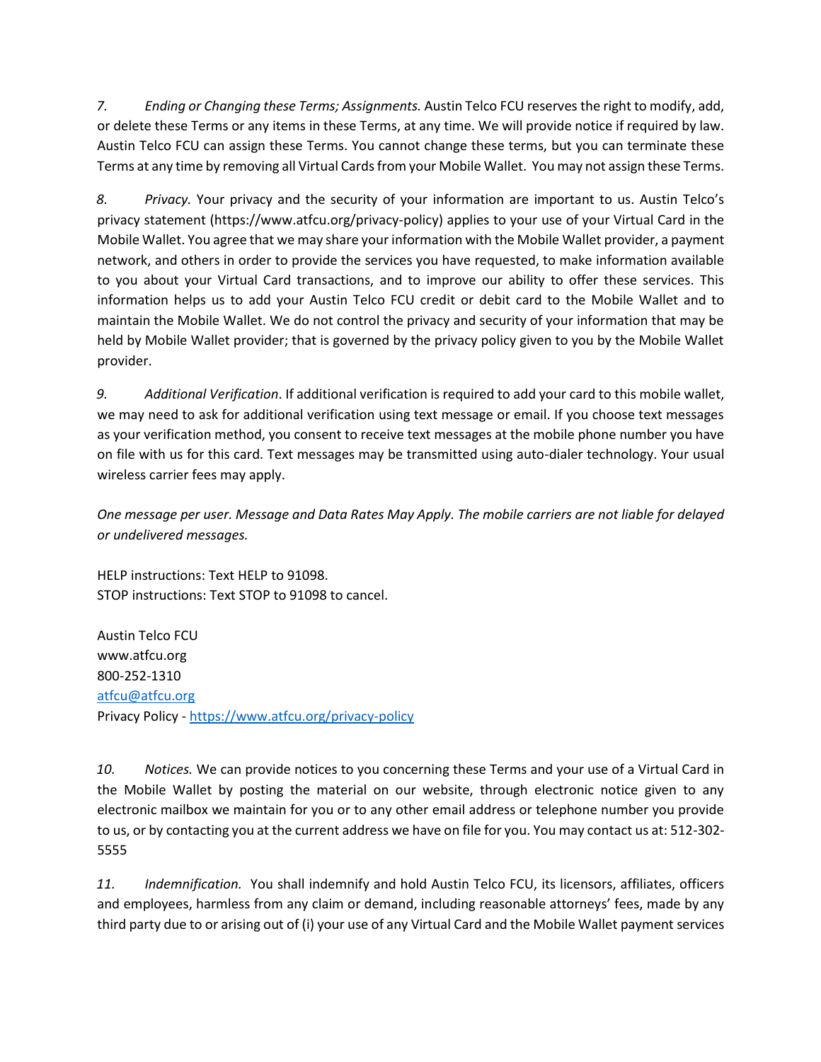*7. Ending or Changing these Terms; Assignments.* Austin Telco FCU reserves the right to modify, add, or delete these Terms or any items in these Terms, at any time. We will provide notice if required by law. Austin Telco FCU can assign these Terms. You cannot change these terms, but you can terminate these Terms at any time by removing all Virtual Cards from your Mobile Wallet. You may not assign these Terms.

*8. Privacy.* Your privacy and the security of your information are important to us. Austin Telco's privacy statement (https://www.atfcu.org/privacy-policy) applies to your use of your Virtual Card in the Mobile Wallet. You agree that we may share your information with the Mobile Wallet provider, a payment network, and others in order to provide the services you have requested, to make information available to you about your Virtual Card transactions, and to improve our ability to offer these services. This information helps us to add your Austin Telco FCU credit or debit card to the Mobile Wallet and to maintain the Mobile Wallet. We do not control the privacy and security of your information that may be held by Mobile Wallet provider; that is governed by the privacy policy given to you by the Mobile Wallet provider.

*9. Additional Verification*. If additional verification is required to add your card to this mobile wallet, we may need to ask for additional verification using text message or email. If you choose text messages as your verification method, you consent to receive text messages at the mobile phone number you have on file with us for this card. Text messages may be transmitted using auto-dialer technology. Your usual wireless carrier fees may apply.

*One message per user. Message and Data Rates May Apply. The mobile carriers are not liable for delayed or undelivered messages.*

HELP instructions: Text HELP to 91098.
STOP instructions: Text STOP to 91098 to cancel.

Austin Telco FCU
www.atfcu.org
800-252-1310
atfcu@atfcu.org
Privacy Policy - https://www.atfcu.org/privacy-policy

*10. Notices.* We can provide notices to you concerning these Terms and your use of a Virtual Card in the Mobile Wallet by posting the material on our website, through electronic notice given to any electronic mailbox we maintain for you or to any other email address or telephone number you provide to us, or by contacting you at the current address we have on file for you. You may contact us at: 512-302-5555

*11. Indemnification.* You shall indemnify and hold Austin Telco FCU, its licensors, affiliates, officers and employees, harmless from any claim or demand, including reasonable attorneys' fees, made by any third party due to or arising out of (i) your use of any Virtual Card and the Mobile Wallet payment services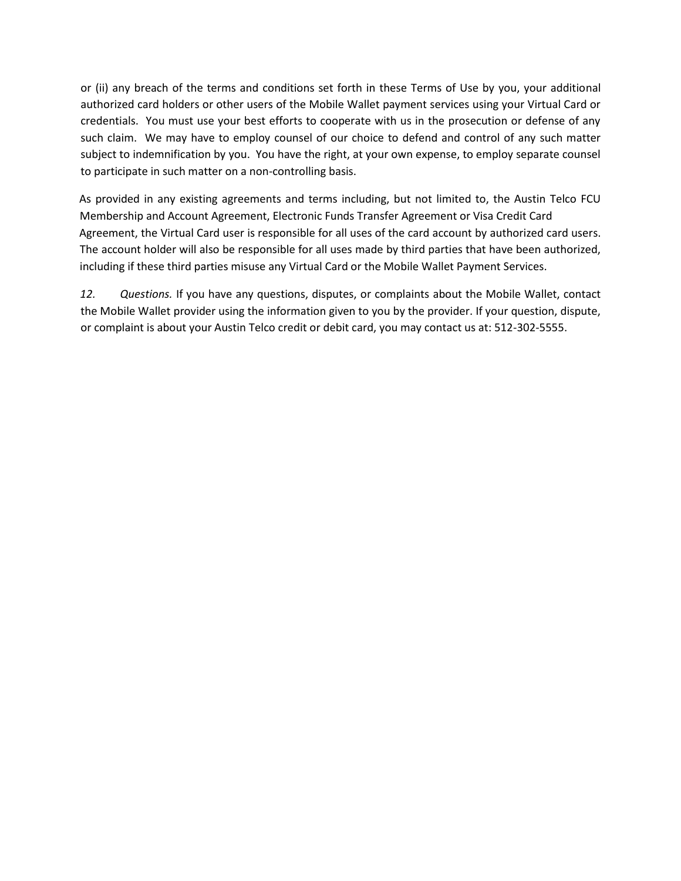or (ii) any breach of the terms and conditions set forth in these Terms of Use by you, your additional authorized card holders or other users of the Mobile Wallet payment services using your Virtual Card or credentials. You must use your best efforts to cooperate with us in the prosecution or defense of any such claim. We may have to employ counsel of our choice to defend and control of any such matter subject to indemnification by you. You have the right, at your own expense, to employ separate counsel to participate in such matter on a non-controlling basis.

As provided in any existing agreements and terms including, but not limited to, the Austin Telco FCU Membership and Account Agreement, Electronic Funds Transfer Agreement or Visa Credit Card Agreement, the Virtual Card user is responsible for all uses of the card account by authorized card users. The account holder will also be responsible for all uses made by third parties that have been authorized, including if these third parties misuse any Virtual Card or the Mobile Wallet Payment Services.

*12. Questions.* If you have any questions, disputes, or complaints about the Mobile Wallet, contact the Mobile Wallet provider using the information given to you by the provider. If your question, dispute, or complaint is about your Austin Telco credit or debit card, you may contact us at: 512-302-5555.